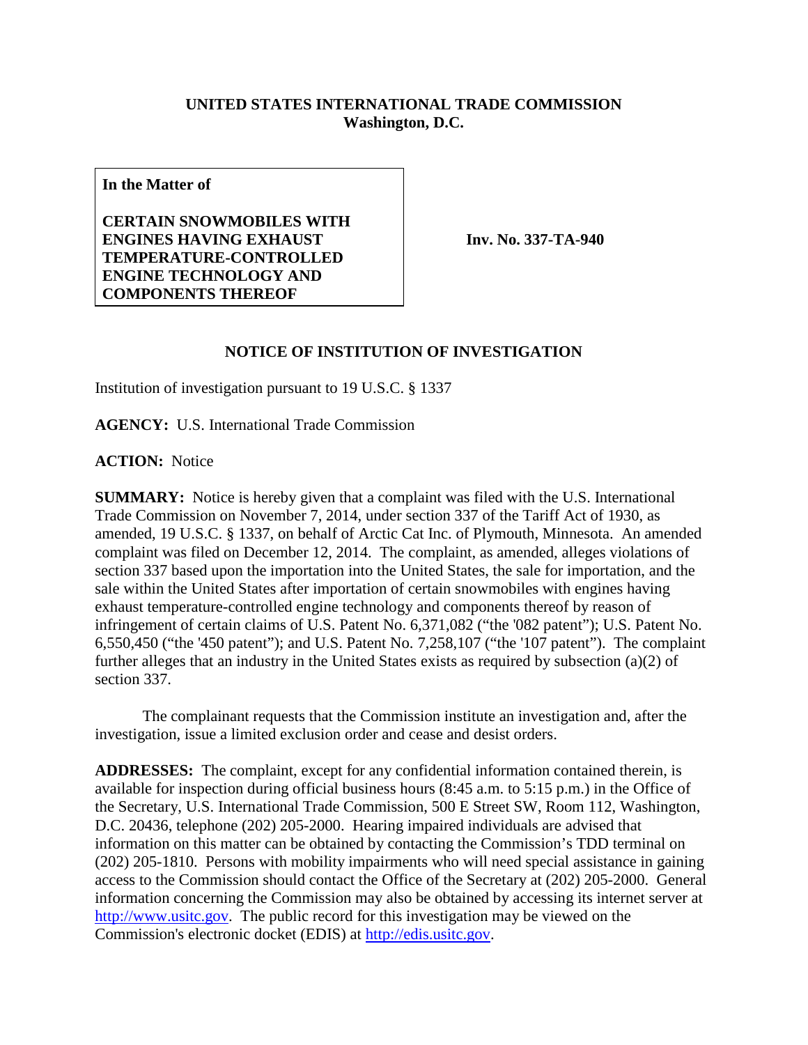**UNITED STATES INTERNATIONAL TRADE COMMISSION**
**Washington, D.C.**

| **In the Matter of** <br><br> **CERTAIN SNOWMOBILES WITH ENGINES HAVING EXHAUST TEMPERATURE-CONTROLLED ENGINE TECHNOLOGY AND COMPONENTS THEREOF** | **Inv. No. 337-TA-940** |
|---|---|

## NOTICE OF INSTITUTION OF INVESTIGATION

Institution of investigation pursuant to 19 U.S.C. § 1337

**AGENCY:** U.S. International Trade Commission

**ACTION:** Notice

**SUMMARY:** Notice is hereby given that a complaint was filed with the U.S. International Trade Commission on November 7, 2014, under section 337 of the Tariff Act of 1930, as amended, 19 U.S.C. § 1337, on behalf of Arctic Cat Inc. of Plymouth, Minnesota. An amended complaint was filed on December 12, 2014. The complaint, as amended, alleges violations of section 337 based upon the importation into the United States, the sale for importation, and the sale within the United States after importation of certain snowmobiles with engines having exhaust temperature-controlled engine technology and components thereof by reason of infringement of certain claims of U.S. Patent No. 6,371,082 ("the '082 patent"); U.S. Patent No. 6,550,450 ("the '450 patent"); and U.S. Patent No. 7,258,107 ("the '107 patent"). The complaint further alleges that an industry in the United States exists as required by subsection (a)(2) of section 337.

The complainant requests that the Commission institute an investigation and, after the investigation, issue a limited exclusion order and cease and desist orders.

**ADDRESSES:** The complaint, except for any confidential information contained therein, is available for inspection during official business hours (8:45 a.m. to 5:15 p.m.) in the Office of the Secretary, U.S. International Trade Commission, 500 E Street SW, Room 112, Washington, D.C. 20436, telephone (202) 205-2000. Hearing impaired individuals are advised that information on this matter can be obtained by contacting the Commission's TDD terminal on (202) 205-1810. Persons with mobility impairments who will need special assistance in gaining access to the Commission should contact the Office of the Secretary at (202) 205-2000. General information concerning the Commission may also be obtained by accessing its internet server at http://www.usitc.gov. The public record for this investigation may be viewed on the Commission's electronic docket (EDIS) at http://edis.usitc.gov.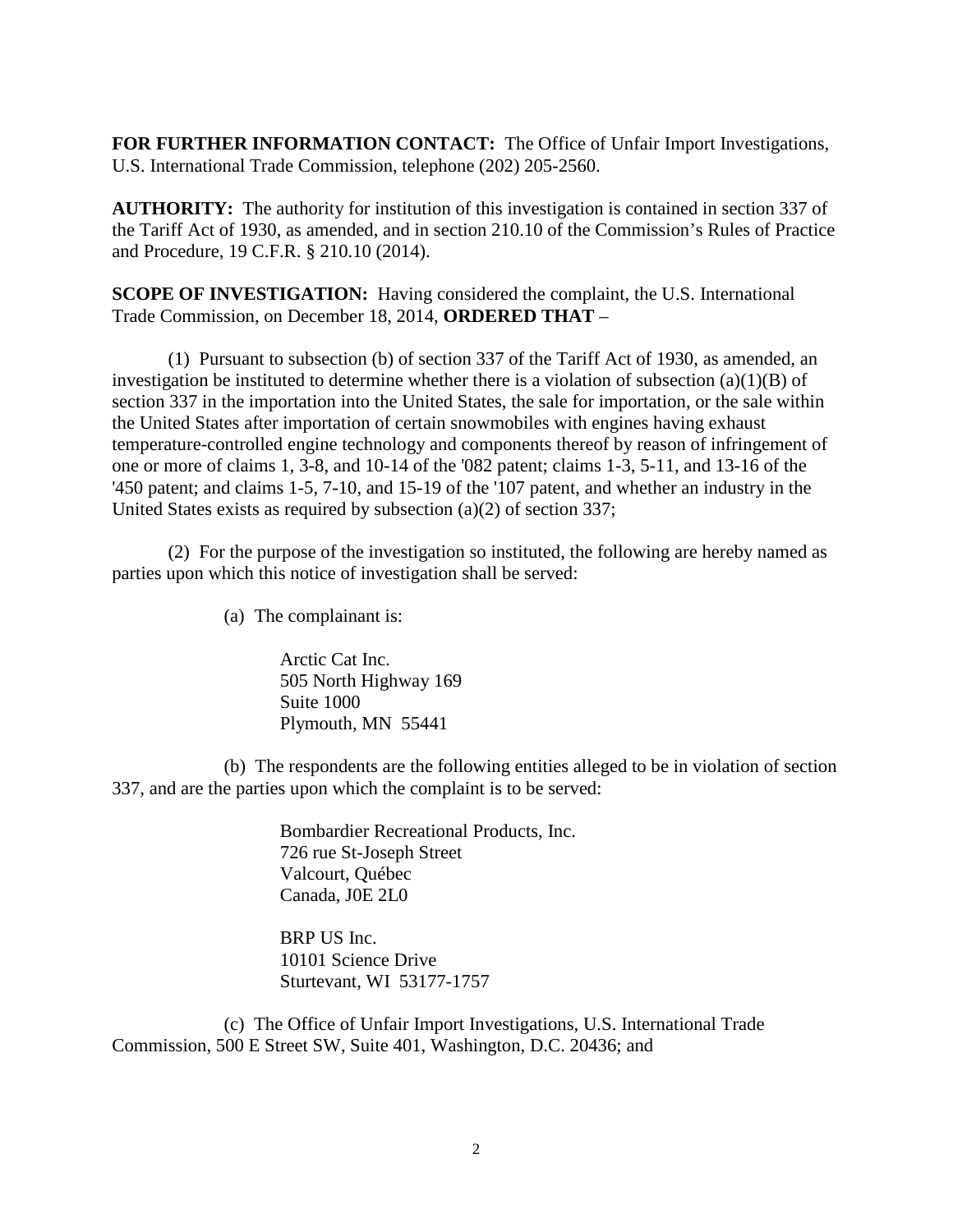**FOR FURTHER INFORMATION CONTACT:** The Office of Unfair Import Investigations, U.S. International Trade Commission, telephone (202) 205-2560.

**AUTHORITY:** The authority for institution of this investigation is contained in section 337 of the Tariff Act of 1930, as amended, and in section 210.10 of the Commission's Rules of Practice and Procedure, 19 C.F.R. § 210.10 (2014).

**SCOPE OF INVESTIGATION:** Having considered the complaint, the U.S. International Trade Commission, on December 18, 2014, **ORDERED THAT** –

(1) Pursuant to subsection (b) of section 337 of the Tariff Act of 1930, as amended, an investigation be instituted to determine whether there is a violation of subsection (a)(1)(B) of section 337 in the importation into the United States, the sale for importation, or the sale within the United States after importation of certain snowmobiles with engines having exhaust temperature-controlled engine technology and components thereof by reason of infringement of one or more of claims 1, 3-8, and 10-14 of the '082 patent; claims 1-3, 5-11, and 13-16 of the '450 patent; and claims 1-5, 7-10, and 15-19 of the '107 patent, and whether an industry in the United States exists as required by subsection (a)(2) of section 337;

(2) For the purpose of the investigation so instituted, the following are hereby named as parties upon which this notice of investigation shall be served:

(a) The complainant is:

Arctic Cat Inc.
505 North Highway 169
Suite 1000
Plymouth, MN 55441

(b) The respondents are the following entities alleged to be in violation of section 337, and are the parties upon which the complaint is to be served:

Bombardier Recreational Products, Inc.
726 rue St-Joseph Street
Valcourt, Québec
Canada, J0E 2L0

BRP US Inc.
10101 Science Drive
Sturtevant, WI 53177-1757

(c) The Office of Unfair Import Investigations, U.S. International Trade Commission, 500 E Street SW, Suite 401, Washington, D.C. 20436; and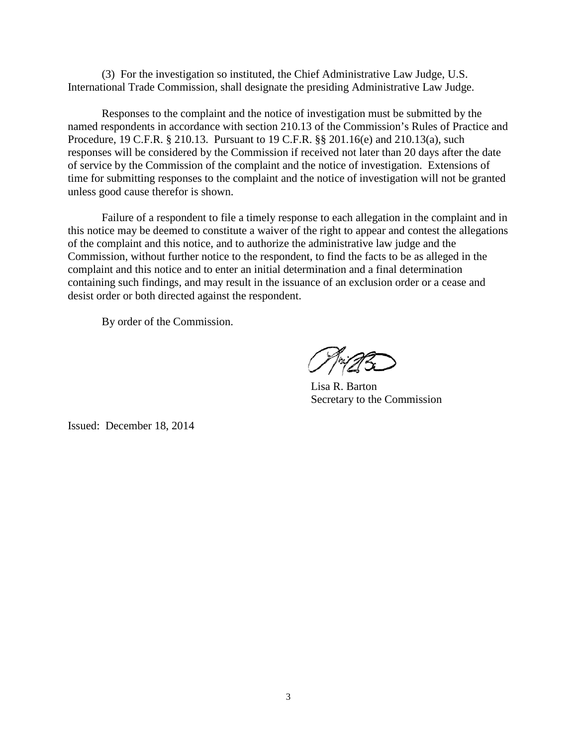(3) For the investigation so instituted, the Chief Administrative Law Judge, U.S. International Trade Commission, shall designate the presiding Administrative Law Judge.

Responses to the complaint and the notice of investigation must be submitted by the named respondents in accordance with section 210.13 of the Commission's Rules of Practice and Procedure, 19 C.F.R. § 210.13. Pursuant to 19 C.F.R. §§ 201.16(e) and 210.13(a), such responses will be considered by the Commission if received not later than 20 days after the date of service by the Commission of the complaint and the notice of investigation. Extensions of time for submitting responses to the complaint and the notice of investigation will not be granted unless good cause therefor is shown.

Failure of a respondent to file a timely response to each allegation in the complaint and in this notice may be deemed to constitute a waiver of the right to appear and contest the allegations of the complaint and this notice, and to authorize the administrative law judge and the Commission, without further notice to the respondent, to find the facts to be as alleged in the complaint and this notice and to enter an initial determination and a final determination containing such findings, and may result in the issuance of an exclusion order or a cease and desist order or both directed against the respondent.

By order of the Commission.

Lisa R. Barton
Secretary to the Commission

Issued: December 18, 2014